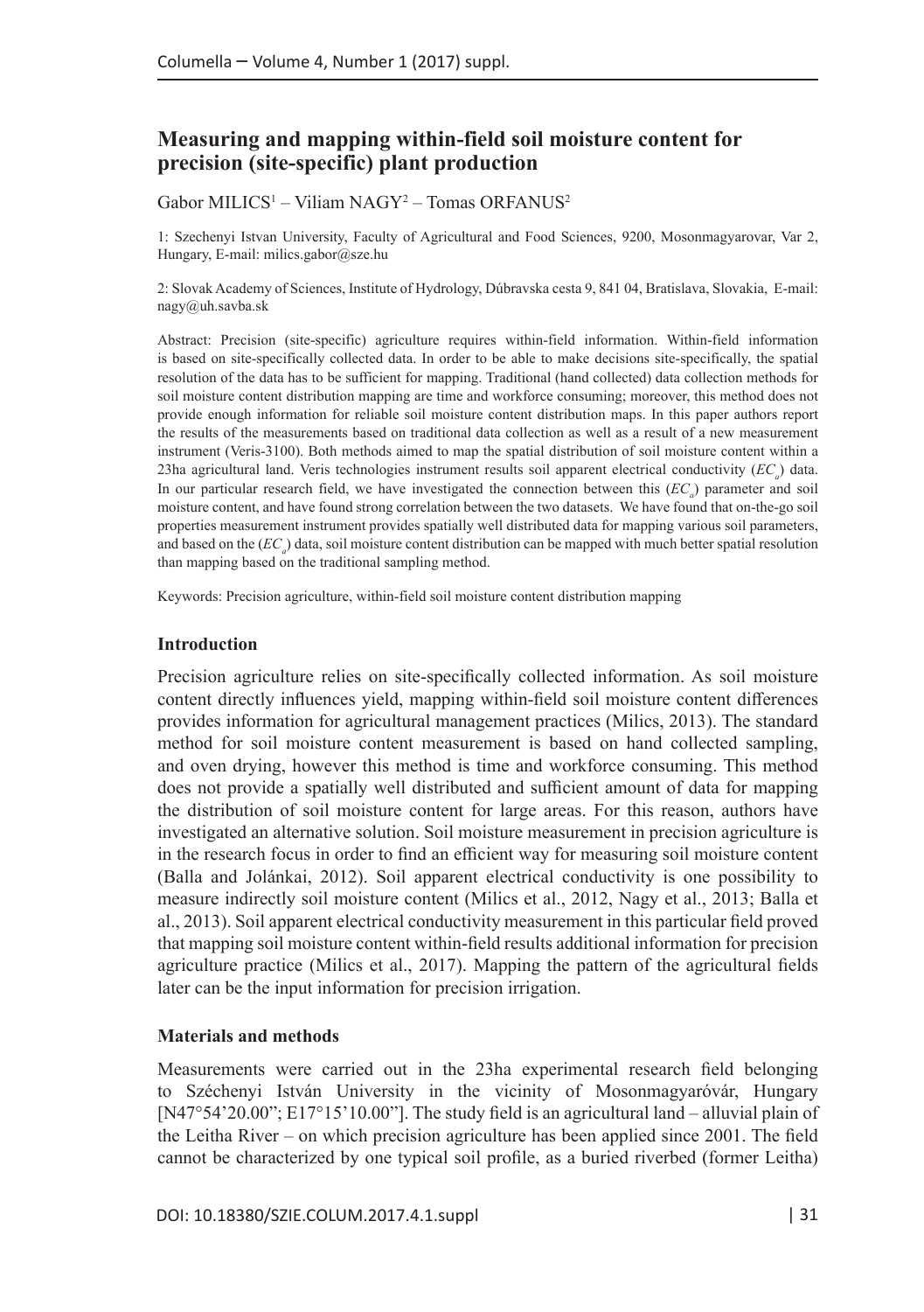# Measuring and mapping within-field soil moisture content for precision (site-specific) plant production

Gabor MILICS[1] – Viliam NAGY[2] – Tomas ORFANUS[2]

1: Szechenyi Istvan University, Faculty of Agricultural and Food Sciences, 9200, Mosonmagyarovar, Var 2, Hungary, E-mail: milics.gabor@sze.hu

2: Slovak Academy of Sciences, Institute of Hydrology, Dúbravska cesta 9, 841 04, Bratislava, Slovakia, E-mail: nagy@uh.savba.sk

Abstract: Precision (site-specific) agriculture requires within-field information. Within-field information is based on site-specifically collected data. In order to be able to make decisions site-specifically, the spatial resolution of the data has to be sufficient for mapping. Traditional (hand collected) data collection methods for soil moisture content distribution mapping are time and workforce consuming; moreover, this method does not provide enough information for reliable soil moisture content distribution maps. In this paper authors report the results of the measurements based on traditional data collection as well as a result of a new measurement instrument (Veris-3100). Both methods aimed to map the spatial distribution of soil moisture content within a 23ha agricultural land. Veris technologies instrument results soil apparent electrical conductivity ($EC_a$) data. In our particular research field, we have investigated the connection between this ($EC_a$) parameter and soil moisture content, and have found strong correlation between the two datasets. We have found that on-the-go soil properties measurement instrument provides spatially well distributed data for mapping various soil parameters, and based on the ($EC_a$) data, soil moisture content distribution can be mapped with much better spatial resolution than mapping based on the traditional sampling method.

Keywords: Precision agriculture, within-field soil moisture content distribution mapping

## Introduction

Precision agriculture relies on site-specifically collected information. As soil moisture content directly influences yield, mapping within-field soil moisture content differences provides information for agricultural management practices (Milics, 2013). The standard method for soil moisture content measurement is based on hand collected sampling, and oven drying, however this method is time and workforce consuming. This method does not provide a spatially well distributed and sufficient amount of data for mapping the distribution of soil moisture content for large areas. For this reason, authors have investigated an alternative solution. Soil moisture measurement in precision agriculture is in the research focus in order to find an efficient way for measuring soil moisture content (Balla and Jolánkai, 2012). Soil apparent electrical conductivity is one possibility to measure indirectly soil moisture content (Milics et al., 2012, Nagy et al., 2013; Balla et al., 2013). Soil apparent electrical conductivity measurement in this particular field proved that mapping soil moisture content within-field results additional information for precision agriculture practice (Milics et al., 2017). Mapping the pattern of the agricultural fields later can be the input information for precision irrigation.

## Materials and methods

Measurements were carried out in the 23ha experimental research field belonging to Széchenyi István University in the vicinity of Mosonmagyaróvár, Hungary [N47°54'20.00"; E17°15'10.00"]. The study field is an agricultural land – alluvial plain of the Leitha River – on which precision agriculture has been applied since 2001. The field cannot be characterized by one typical soil profile, as a buried riverbed (former Leitha)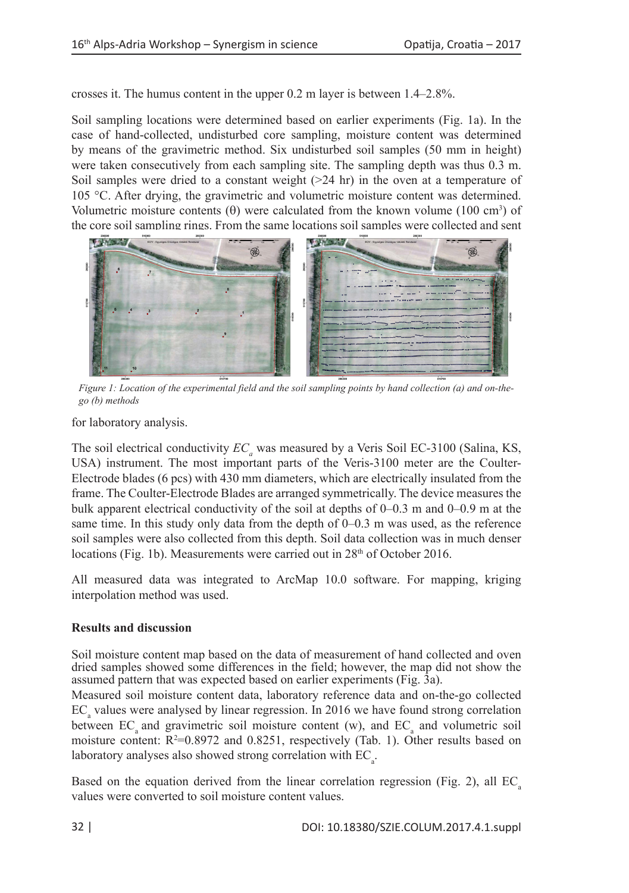crosses it. The humus content in the upper 0.2 m layer is between 1.4–2.8%.

Soil sampling locations were determined based on earlier experiments (Fig. 1a). In the case of hand-collected, undisturbed core sampling, moisture content was determined by means of the gravimetric method. Six undisturbed soil samples (50 mm in height) were taken consecutively from each sampling site. The sampling depth was thus 0.3 m. Soil samples were dried to a constant weight (>24 hr) in the oven at a temperature of 105 °C. After drying, the gravimetric and volumetric moisture content was determined. Volumetric moisture contents (θ) were calculated from the known volume (100 $cm^3$) of the core soil sampling rings. From the same locations soil samples were collected and sent for laboratory analysis.

*Figure 1: Location of the experimental field and the soil sampling points by hand collection (a) and on-the-go (b) methods*

The soil electrical conductivity $EC_a$ was measured by a Veris Soil EC-3100 (Salina, KS, USA) instrument. The most important parts of the Veris-3100 meter are the Coulter-Electrode blades (6 pcs) with 430 mm diameters, which are electrically insulated from the frame. The Coulter-Electrode Blades are arranged symmetrically. The device measures the bulk apparent electrical conductivity of the soil at depths of 0–0.3 m and 0–0.9 m at the same time. In this study only data from the depth of 0–0.3 m was used, as the reference soil samples were also collected from this depth. Soil data collection was in much denser locations (Fig. 1b). Measurements were carried out in 28th of October 2016.

All measured data was integrated to ArcMap 10.0 software. For mapping, kriging interpolation method was used.

**Results and discussion**

Soil moisture content map based on the data of measurement of hand collected and oven dried samples showed some differences in the field; however, the map did not show the assumed pattern that was expected based on earlier experiments (Fig. 3a).

Measured soil moisture content data, laboratory reference data and on-the-go collected $EC_a$ values were analysed by linear regression. In 2016 we have found strong correlation between $EC_a$ and gravimetric soil moisture content (w), and $EC_a$ and volumetric soil moisture content: $R^2$=0.8972 and 0.8251, respectively (Tab. 1). Other results based on laboratory analyses also showed strong correlation with $EC_a$.

Based on the equation derived from the linear correlation regression (Fig. 2), all $EC_a$ values were converted to soil moisture content values.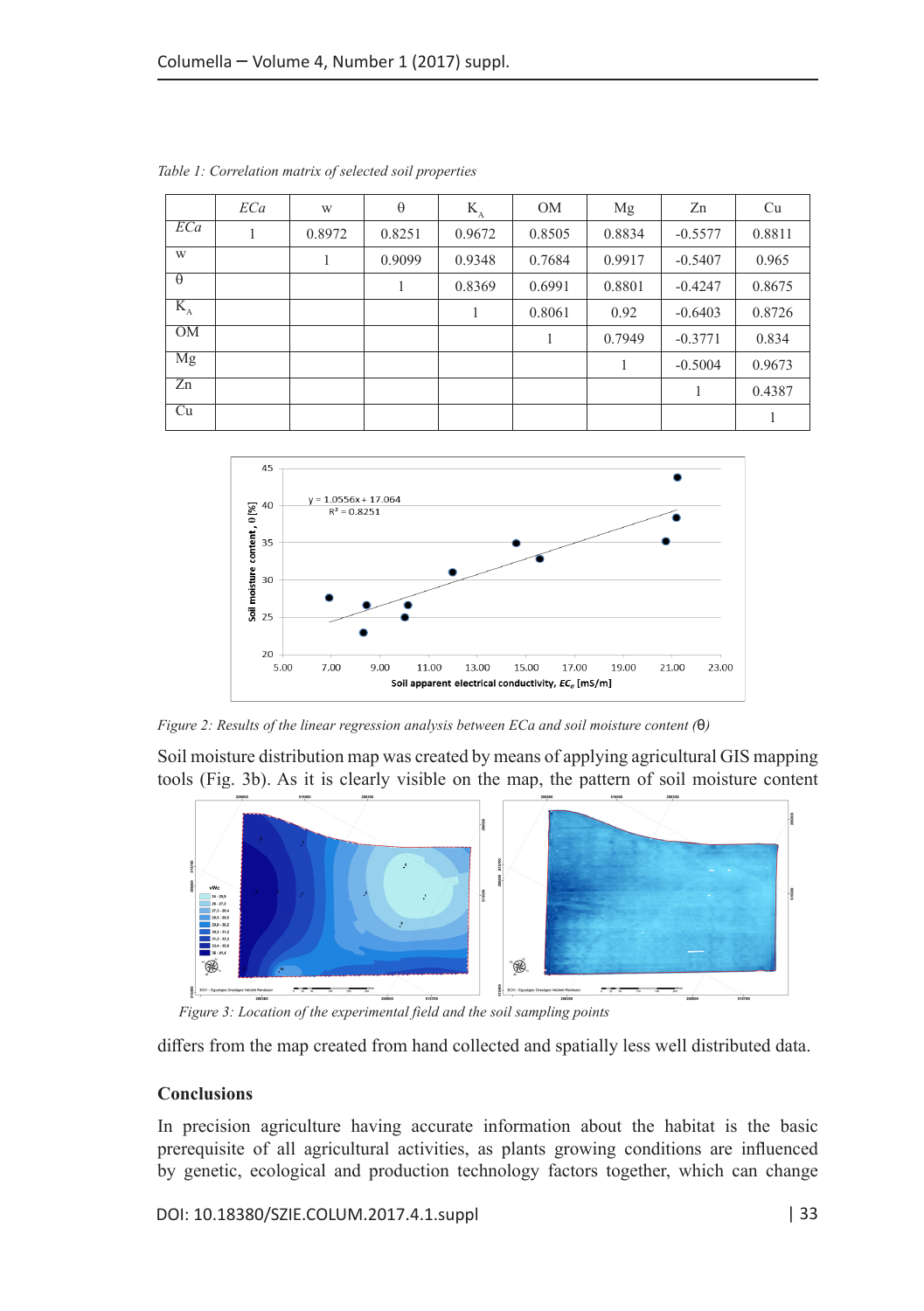*Table 1: Correlation matrix of selected soil properties*

| | *ECa* | w | θ | $K_A$ | OM | Mg | Zn | Cu |
|---|---|---|---|---|---|---|---|---|
| *ECa* | 1 | 0.8972 | 0.8251 | 0.9672 | 0.8505 | 0.8834 | -0.5577 | 0.8811 |
| w | | 1 | 0.9099 | 0.9348 | 0.7684 | 0.9917 | -0.5407 | 0.965 |
| θ | | | 1 | 0.8369 | 0.6991 | 0.8801 | -0.4247 | 0.8675 |
| $K_A$ | | | | 1 | 0.8061 | 0.92 | -0.6403 | 0.8726 |
| OM | | | | | 1 | 0.7949 | -0.3771 | 0.834 |
| Mg | | | | | | 1 | -0.5004 | 0.9673 |
| Zn | | | | | | | 1 | 0.4387 |
| Cu | | | | | | | | 1 |

*Figure 2: Results of the linear regression analysis between ECa and soil moisture content (θ)*

Soil moisture distribution map was created by means of applying agricultural GIS mapping tools (Fig. 3b). As it is clearly visible on the map, the pattern of soil moisture content

*Figure 3: Location of the experimental field and the soil sampling points*

differs from the map created from hand collected and spatially less well distributed data.

## Conclusions

In precision agriculture having accurate information about the habitat is the basic prerequisite of all agricultural activities, as plants growing conditions are influenced by genetic, ecological and production technology factors together, which can change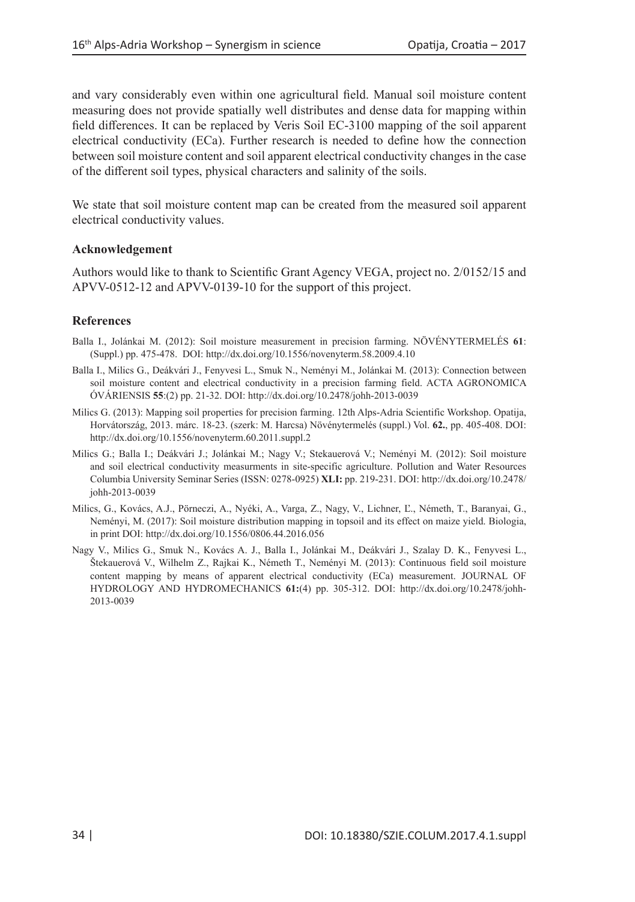and vary considerably even within one agricultural field. Manual soil moisture content measuring does not provide spatially well distributes and dense data for mapping within field differences. It can be replaced by Veris Soil EC-3100 mapping of the soil apparent electrical conductivity (ECa). Further research is needed to define how the connection between soil moisture content and soil apparent electrical conductivity changes in the case of the different soil types, physical characters and salinity of the soils.

We state that soil moisture content map can be created from the measured soil apparent electrical conductivity values.

## Acknowledgement

Authors would like to thank to Scientific Grant Agency VEGA, project no. 2/0152/15 and APVV-0512-12 and APVV-0139-10 for the support of this project.

## References

Balla I., Jolánkai M. (2012): Soil moisture measurement in precision farming. NÖVÉNYTERMELÉS **61**: (Suppl.) pp. 475-478. DOI: http://dx.doi.org/10.1556/novenyterm.58.2009.4.10

Balla I., Milics G., Deákvári J., Fenyvesi L., Smuk N., Neményi M., Jolánkai M. (2013): Connection between soil moisture content and electrical conductivity in a precision farming field. ACTA AGRONOMICA ÓVÁRIENSIS **55**:(2) pp. 21-32. DOI: http://dx.doi.org/10.2478/johh-2013-0039

Milics G. (2013): Mapping soil properties for precision farming. 12th Alps-Adria Scientific Workshop. Opatija, Horvátország, 2013. márc. 18-23. (szerk: M. Harcsa) Növénytermelés (suppl.) Vol. **62.**, pp. 405-408. DOI: http://dx.doi.org/10.1556/novenyterm.60.2011.suppl.2

Milics G.; Balla I.; Deákvári J.; Jolánkai M.; Nagy V.; Stekauerová V.; Neményi M. (2012): Soil moisture and soil electrical conductivity measurments in site-specific agriculture. Pollution and Water Resources Columbia University Seminar Series (ISSN: 0278-0925) **XLI:** pp. 219-231. DOI: http://dx.doi.org/10.2478/johh-2013-0039

Milics, G., Kovács, A.J., Pörneczi, A., Nyéki, A., Varga, Z., Nagy, V., Lichner, Ľ., Németh, T., Baranyai, G., Neményi, M. (2017): Soil moisture distribution mapping in topsoil and its effect on maize yield. Biologia, in print DOI: http://dx.doi.org/10.1556/0806.44.2016.056

Nagy V., Milics G., Smuk N., Kovács A. J., Balla I., Jolánkai M., Deákvári J., Szalay D. K., Fenyvesi L., Štekauerová V., Wilhelm Z., Rajkai K., Németh T., Neményi M. (2013): Continuous field soil moisture content mapping by means of apparent electrical conductivity (ECa) measurement. JOURNAL OF HYDROLOGY AND HYDROMECHANICS **61:**(4) pp. 305-312. DOI: http://dx.doi.org/10.2478/johh-2013-0039